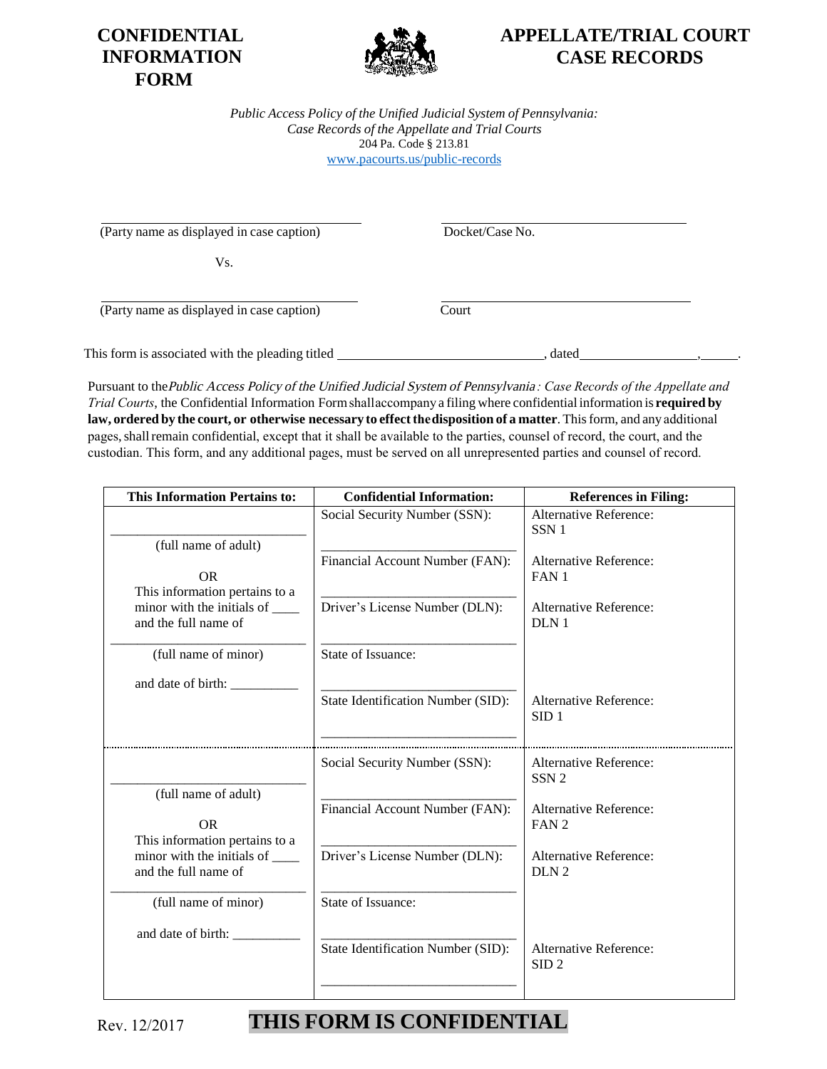**CONFIDENTIAL INFORMATION FORM**

**APPELLATE/TRIAL COURT CASE RECORDS**

*Public Access Policy of the Unified Judicial System of Pennsylvania: Case Records of the Appellate and Trial Courts*
204 Pa. Code § 213.81
www.pacourts.us/public-records

| | |
|---|---|
| ______________________________ (Party name as displayed in case caption) | ______________________________ Docket/Case No. |
| Vs. | |
| ______________________________ (Party name as displayed in case caption) | ______________________________ Court |

This form is associated with the pleading titled ______________________________, dated ________________, _____.

Pursuant to the *Public Access Policy of the Unified Judicial System of Pennsylvania: Case Records of the Appellate and Trial Courts*, the Confidential Information Form shall accompany a filing where confidential information is **required by law, ordered by the court, or otherwise necessary to effect the disposition of a matter**. This form, and any additional pages, shall remain confidential, except that it shall be available to the parties, counsel of record, the court, and the custodian. This form, and any additional pages, must be served on all unrepresented parties and counsel of record.

| This Information Pertains to: | Confidential Information: | References in Filing: |
|---|---|---|
| ______________________ (full name of adult) | Social Security Number (SSN): ______________________ | Alternative Reference: SSN 1 |
| OR | Financial Account Number (FAN): ______________________ | Alternative Reference: FAN 1 |
| This information pertains to a minor with the initials of ____ and the full name of | Driver's License Number (DLN): ______________________ | Alternative Reference: DLN 1 |
| ______________________ (full name of minor) | State of Issuance: ______________________ | |
| and date of birth: __________ | State Identification Number (SID): ______________________ | Alternative Reference: SID 1 |
| ______________________ (full name of adult) | Social Security Number (SSN): ______________________ | Alternative Reference: SSN 2 |
| OR | Financial Account Number (FAN): ______________________ | Alternative Reference: FAN 2 |
| This information pertains to a minor with the initials of ____ and the full name of | Driver's License Number (DLN): ______________________ | Alternative Reference: DLN 2 |
| ______________________ (full name of minor) | State of Issuance: ______________________ | |
| and date of birth: __________ | State Identification Number (SID): ______________________ | Alternative Reference: SID 2 |

Rev. 12/2017

**THIS FORM IS CONFIDENTIAL**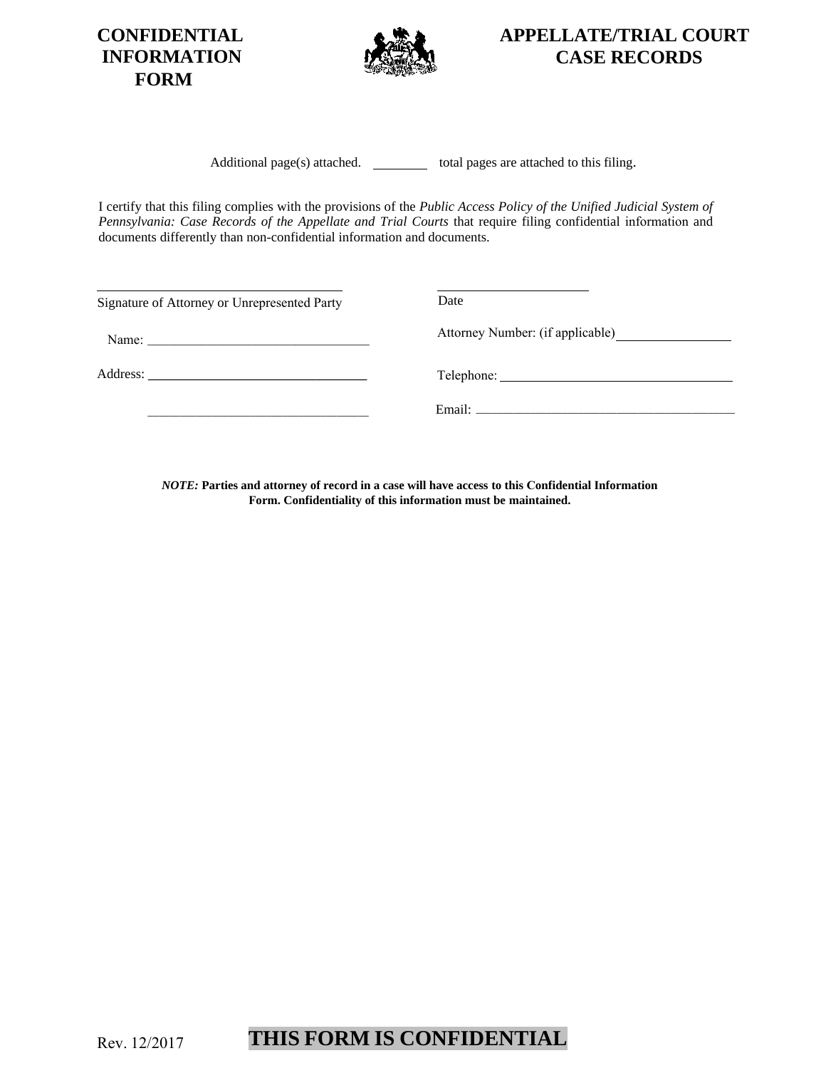**CONFIDENTIAL INFORMATION FORM**

**APPELLATE/TRIAL COURT CASE RECORDS**

Additional page(s) attached. ________ total pages are attached to this filing.

I certify that this filing complies with the provisions of the *Public Access Policy of the Unified Judicial System of Pennsylvania: Case Records of the Appellate and Trial Courts* that require filing confidential information and documents differently than non-confidential information and documents.

_________________________________
Signature of Attorney or Unrepresented Party

_________________________
Date

Name: _________________________________

Attorney Number: (if applicable) _________________

Address: _________________________________

_________________________________

Telephone: _________________________________

Email: _________________________________

***NOTE:*** **Parties and attorney of record in a case will have access to this Confidential Information Form. Confidentiality of this information must be maintained.**

Rev. 12/2017

**THIS FORM IS CONFIDENTIAL**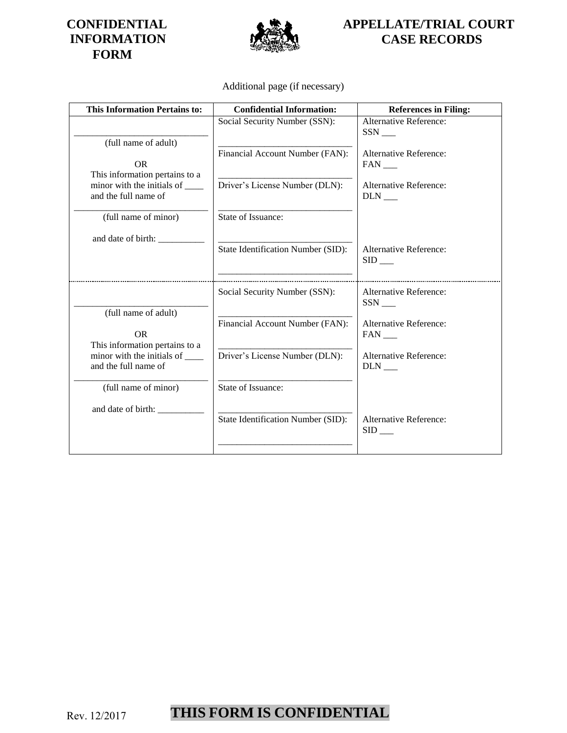**CONFIDENTIAL INFORMATION FORM**

**APPELLATE/TRIAL COURT CASE RECORDS**

Additional page (if necessary)

| This Information Pertains to: | Confidential Information: | References in Filing: |
| --- | --- | --- |
| ______________________________ (full name of adult)<br><br>OR<br>This information pertains to a minor with the initials of ____ and the full name of<br>______________________________ (full name of minor)<br><br>and date of birth: __________ | Social Security Number (SSN):<br>______________________________<br>Financial Account Number (FAN):<br>______________________________<br>Driver's License Number (DLN):<br>______________________________<br>State of Issuance:<br>______________________________<br>State Identification Number (SID):<br>______________________________ | Alternative Reference: SSN ___<br><br>Alternative Reference: FAN ___<br><br>Alternative Reference: DLN ___<br><br><br><br>Alternative Reference: SID ___ |
| ______________________________ (full name of adult)<br><br>OR<br>This information pertains to a minor with the initials of ____ and the full name of<br>______________________________ (full name of minor)<br><br>and date of birth: __________ | Social Security Number (SSN):<br>______________________________<br>Financial Account Number (FAN):<br>______________________________<br>Driver's License Number (DLN):<br>______________________________<br>State of Issuance:<br>______________________________<br>State Identification Number (SID):<br>______________________________ | Alternative Reference: SSN ___<br><br>Alternative Reference: FAN ___<br><br>Alternative Reference: DLN ___<br><br><br><br>Alternative Reference: SID ___ |

Rev. 12/2017

**THIS FORM IS CONFIDENTIAL**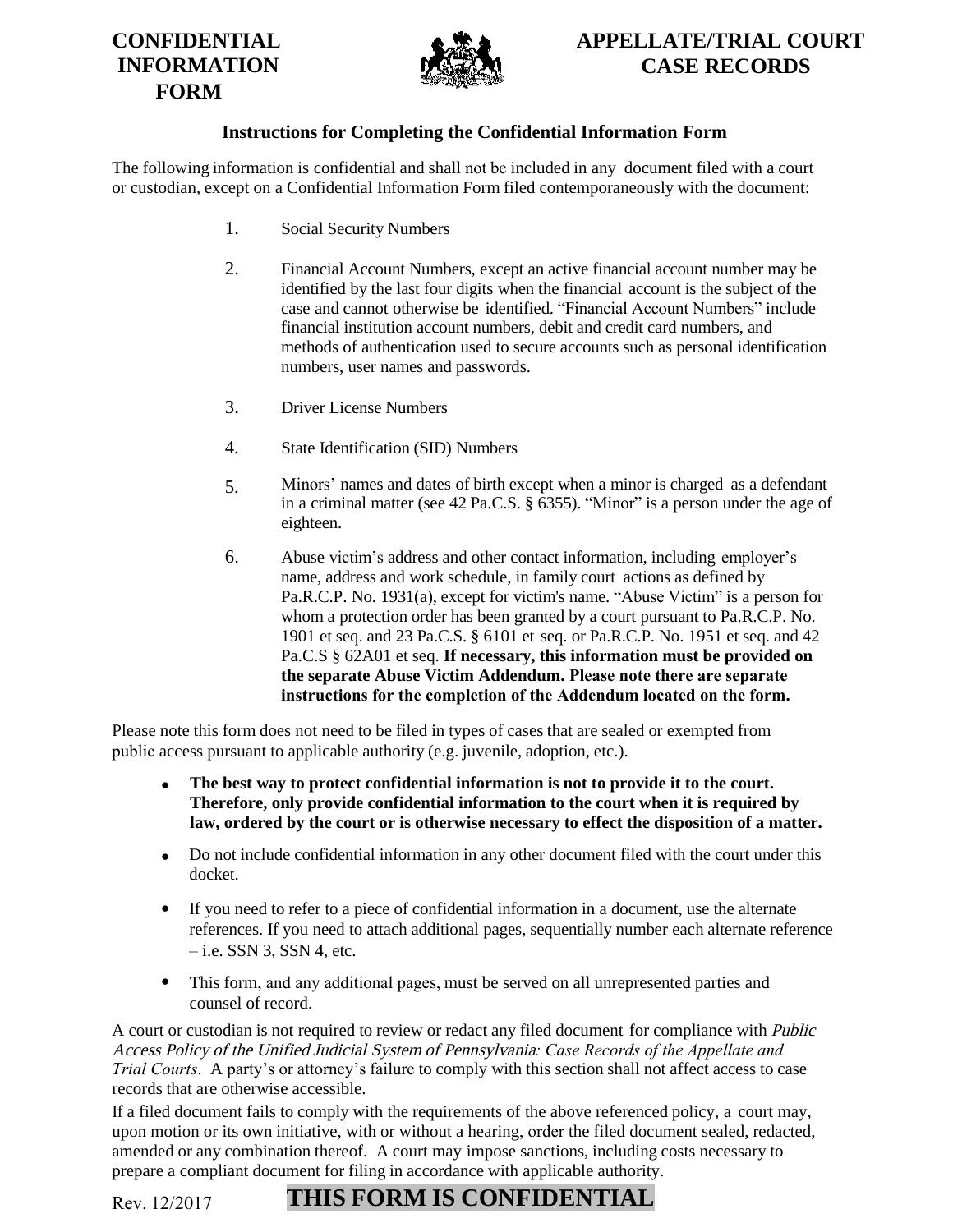**CONFIDENTIAL INFORMATION FORM**

**APPELLATE/TRIAL COURT CASE RECORDS**

### Instructions for Completing the Confidential Information Form

The following information is confidential and shall not be included in any document filed with a court or custodian, except on a Confidential Information Form filed contemporaneously with the document:

1. Social Security Numbers
2. Financial Account Numbers, except an active financial account number may be identified by the last four digits when the financial account is the subject of the case and cannot otherwise be identified. "Financial Account Numbers" include financial institution account numbers, debit and credit card numbers, and methods of authentication used to secure accounts such as personal identification numbers, user names and passwords.
3. Driver License Numbers
4. State Identification (SID) Numbers
5. Minors' names and dates of birth except when a minor is charged as a defendant in a criminal matter (see 42 Pa.C.S. § 6355). "Minor" is a person under the age of eighteen.
6. Abuse victim's address and other contact information, including employer's name, address and work schedule, in family court actions as defined by Pa.R.C.P. No. 1931(a), except for victim's name. "Abuse Victim" is a person for whom a protection order has been granted by a court pursuant to Pa.R.C.P. No. 1901 et seq. and 23 Pa.C.S. § 6101 et seq. or Pa.R.C.P. No. 1951 et seq. and 42 Pa.C.S § 62A01 et seq. **If necessary, this information must be provided on the separate Abuse Victim Addendum. Please note there are separate instructions for the completion of the Addendum located on the form.**

Please note this form does not need to be filed in types of cases that are sealed or exempted from public access pursuant to applicable authority (e.g. juvenile, adoption, etc.).

- **The best way to protect confidential information is not to provide it to the court. Therefore, only provide confidential information to the court when it is required by law, ordered by the court or is otherwise necessary to effect the disposition of a matter.**
- Do not include confidential information in any other document filed with the court under this docket.
- If you need to refer to a piece of confidential information in a document, use the alternate references. If you need to attach additional pages, sequentially number each alternate reference – i.e. SSN 3, SSN 4, etc.
- This form, and any additional pages, must be served on all unrepresented parties and counsel of record.

A court or custodian is not required to review or redact any filed document for compliance with *Public Access Policy of the Unified Judicial System of Pennsylvania: Case Records of the Appellate and Trial Courts*. A party's or attorney's failure to comply with this section shall not affect access to case records that are otherwise accessible.

If a filed document fails to comply with the requirements of the above referenced policy, a court may, upon motion or its own initiative, with or without a hearing, order the filed document sealed, redacted, amended or any combination thereof. A court may impose sanctions, including costs necessary to prepare a compliant document for filing in accordance with applicable authority.

Rev. 12/2017

**THIS FORM IS CONFIDENTIAL**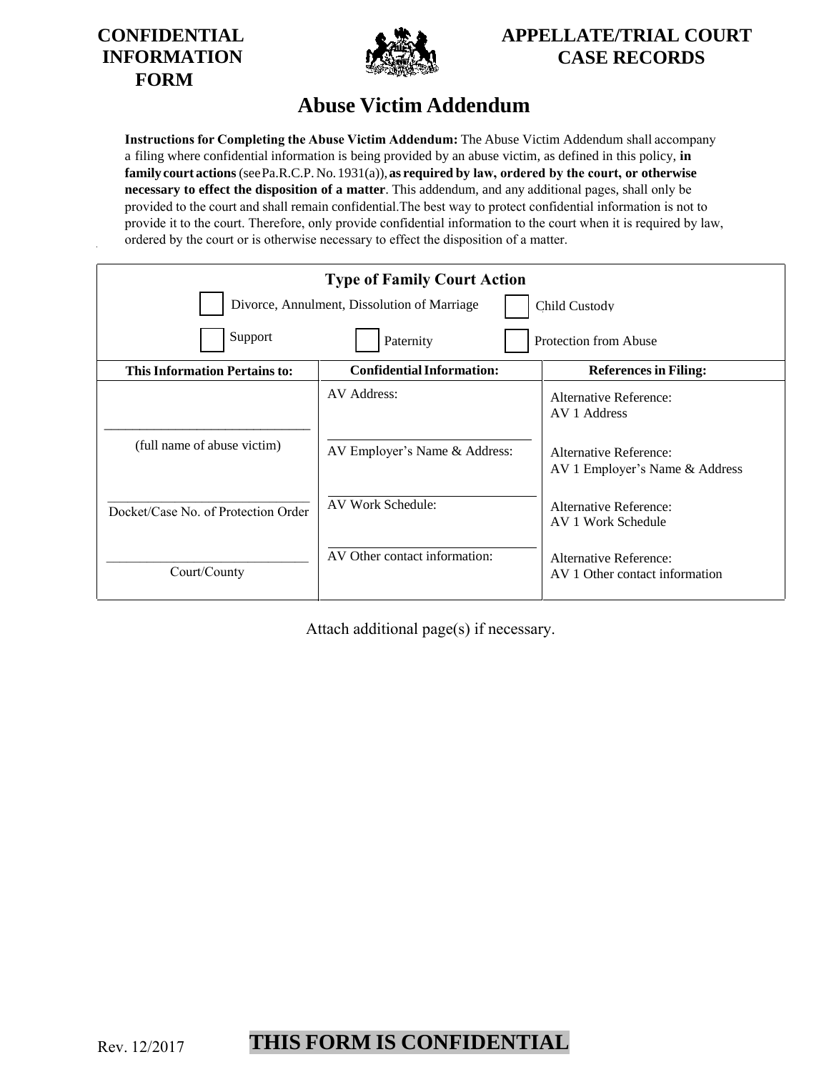**CONFIDENTIAL INFORMATION FORM**

**APPELLATE/TRIAL COURT CASE RECORDS**

# Abuse Victim Addendum

**Instructions for Completing the Abuse Victim Addendum:** The Abuse Victim Addendum shall accompany a filing where confidential information is being provided by an abuse victim, as defined in this policy, **in family court actions** (see Pa.R.C.P. No. 1931(a)), **as required by law, ordered by the court, or otherwise necessary to effect the disposition of a matter**. This addendum, and any additional pages, shall only be provided to the court and shall remain confidential. The best way to protect confidential information is not to provide it to the court. Therefore, only provide confidential information to the court when it is required by law, ordered by the court or is otherwise necessary to effect the disposition of a matter.

**Type of Family Court Action**

☐ Divorce, Annulment, Dissolution of Marriage ☐ Child Custody

☐ Support ☐ Paternity ☐ Protection from Abuse

| This Information Pertains to: | Confidential Information: | References in Filing: |
|---|---|---|
| ______________________________ (full name of abuse victim) | AV Address: ______________________________ | Alternative Reference: AV 1 Address |
| | AV Employer's Name & Address: ______________________________ | Alternative Reference: AV 1 Employer's Name & Address |
| ______________________________ Docket/Case No. of Protection Order | AV Work Schedule: ______________________________ | Alternative Reference: AV 1 Work Schedule |
| ______________________________ Court/County | AV Other contact information: | Alternative Reference: AV 1 Other contact information |

Attach additional page(s) if necessary.

Rev. 12/2017

**THIS FORM IS CONFIDENTIAL**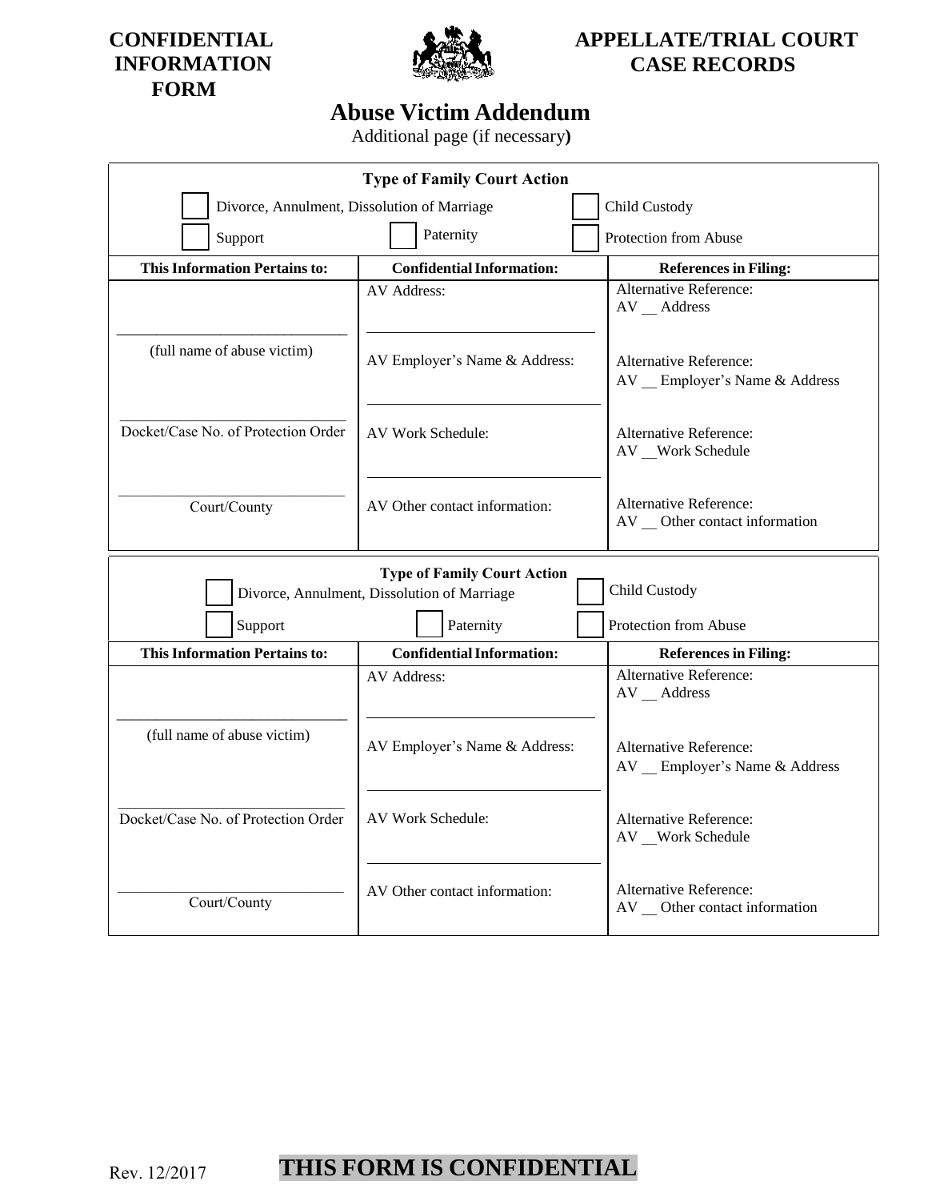**CONFIDENTIAL INFORMATION FORM**

**APPELLATE/TRIAL COURT CASE RECORDS**

# Abuse Victim Addendum

Additional page (if necessary)

| **Type of Family Court Action** | | |
|---|---|---|
| ☐ Divorce, Annulment, Dissolution of Marriage | | ☐ Child Custody |
| ☐ Support | ☐ Paternity | ☐ Protection from Abuse |
| **This Information Pertains to:** | **Confidential Information:** | **References in Filing:** |
| ______________________________ (full name of abuse victim) | AV Address: ______________________________ | Alternative Reference: AV __ Address |
| | AV Employer's Name & Address: ______________________________ | Alternative Reference: AV __ Employer's Name & Address |
| ______________________________ Docket/Case No. of Protection Order | AV Work Schedule: ______________________________ | Alternative Reference: AV __Work Schedule |
| ______________________________ Court/County | AV Other contact information: | Alternative Reference: AV __ Other contact information |

| **Type of Family Court Action** | | |
|---|---|---|
| ☐ Divorce, Annulment, Dissolution of Marriage | | ☐ Child Custody |
| ☐ Support | ☐ Paternity | ☐ Protection from Abuse |
| **This Information Pertains to:** | **Confidential Information:** | **References in Filing:** |
| ______________________________ (full name of abuse victim) | AV Address: ______________________________ | Alternative Reference: AV __ Address |
| | AV Employer's Name & Address: ______________________________ | Alternative Reference: AV __ Employer's Name & Address |
| ______________________________ Docket/Case No. of Protection Order | AV Work Schedule: ______________________________ | Alternative Reference: AV __Work Schedule |
| ______________________________ Court/County | AV Other contact information: | Alternative Reference: AV __ Other contact information |

Rev. 12/2017

**THIS FORM IS CONFIDENTIAL**